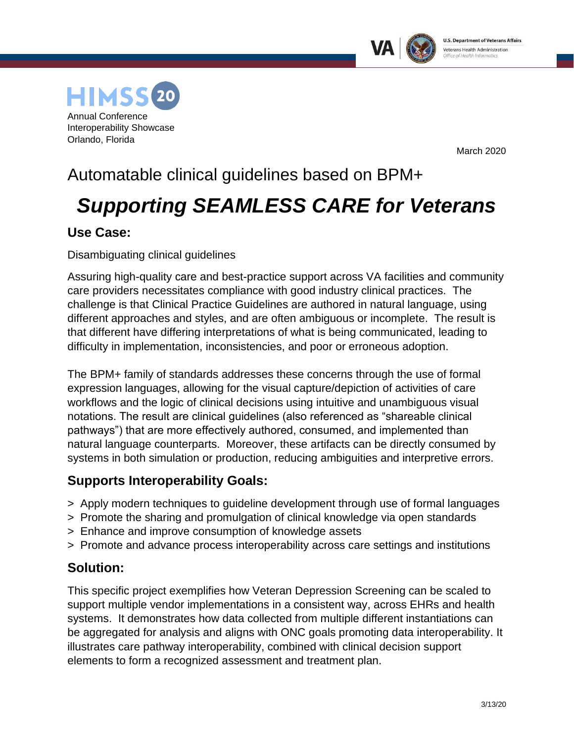HIMSS 20
Annual Conference
Interoperability Showcase
Orlando, Florida

March 2020

# Automatable clinical guidelines based on BPM+

# *Supporting SEAMLESS CARE for Veterans*

## Use Case:

Disambiguating clinical guidelines

Assuring high-quality care and best-practice support across VA facilities and community care providers necessitates compliance with good industry clinical practices. The challenge is that Clinical Practice Guidelines are authored in natural language, using different approaches and styles, and are often ambiguous or incomplete. The result is that different have differing interpretations of what is being communicated, leading to difficulty in implementation, inconsistencies, and poor or erroneous adoption.

The BPM+ family of standards addresses these concerns through the use of formal expression languages, allowing for the visual capture/depiction of activities of care workflows and the logic of clinical decisions using intuitive and unambiguous visual notations. The result are clinical guidelines (also referenced as "shareable clinical pathways") that are more effectively authored, consumed, and implemented than natural language counterparts. Moreover, these artifacts can be directly consumed by systems in both simulation or production, reducing ambiguities and interpretive errors.

## Supports Interoperability Goals:

> Apply modern techniques to guideline development through use of formal languages
> Promote the sharing and promulgation of clinical knowledge via open standards
> Enhance and improve consumption of knowledge assets
> Promote and advance process interoperability across care settings and institutions

## Solution:

This specific project exemplifies how Veteran Depression Screening can be scaled to support multiple vendor implementations in a consistent way, across EHRs and health systems. It demonstrates how data collected from multiple different instantiations can be aggregated for analysis and aligns with ONC goals promoting data interoperability. It illustrates care pathway interoperability, combined with clinical decision support elements to form a recognized assessment and treatment plan.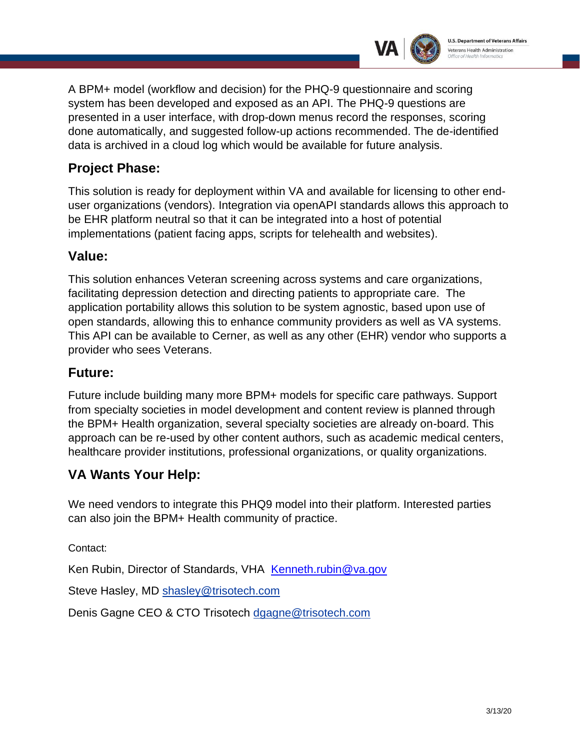A BPM+ model (workflow and decision) for the PHQ-9 questionnaire and scoring system has been developed and exposed as an API. The PHQ-9 questions are presented in a user interface, with drop-down menus record the responses, scoring done automatically, and suggested follow-up actions recommended. The de-identified data is archived in a cloud log which would be available for future analysis.

## Project Phase:

This solution is ready for deployment within VA and available for licensing to other end-user organizations (vendors). Integration via openAPI standards allows this approach to be EHR platform neutral so that it can be integrated into a host of potential implementations (patient facing apps, scripts for telehealth and websites).

## Value:

This solution enhances Veteran screening across systems and care organizations, facilitating depression detection and directing patients to appropriate care. The application portability allows this solution to be system agnostic, based upon use of open standards, allowing this to enhance community providers as well as VA systems. This API can be available to Cerner, as well as any other (EHR) vendor who supports a provider who sees Veterans.

## Future:

Future include building many more BPM+ models for specific care pathways. Support from specialty societies in model development and content review is planned through the BPM+ Health organization, several specialty societies are already on-board. This approach can be re-used by other content authors, such as academic medical centers, healthcare provider institutions, professional organizations, or quality organizations.

## VA Wants Your Help:

We need vendors to integrate this PHQ9 model into their platform. Interested parties can also join the BPM+ Health community of practice.

Contact:

Ken Rubin, Director of Standards, VHA [Kenneth.rubin@va.gov](mailto:Kenneth.rubin@va.gov)

Steve Hasley, MD [shasley@trisotech.com](mailto:shasley@trisotech.com)

Denis Gagne CEO & CTO Trisotech [dgagne@trisotech.com](mailto:dgagne@trisotech.com)

3/13/20